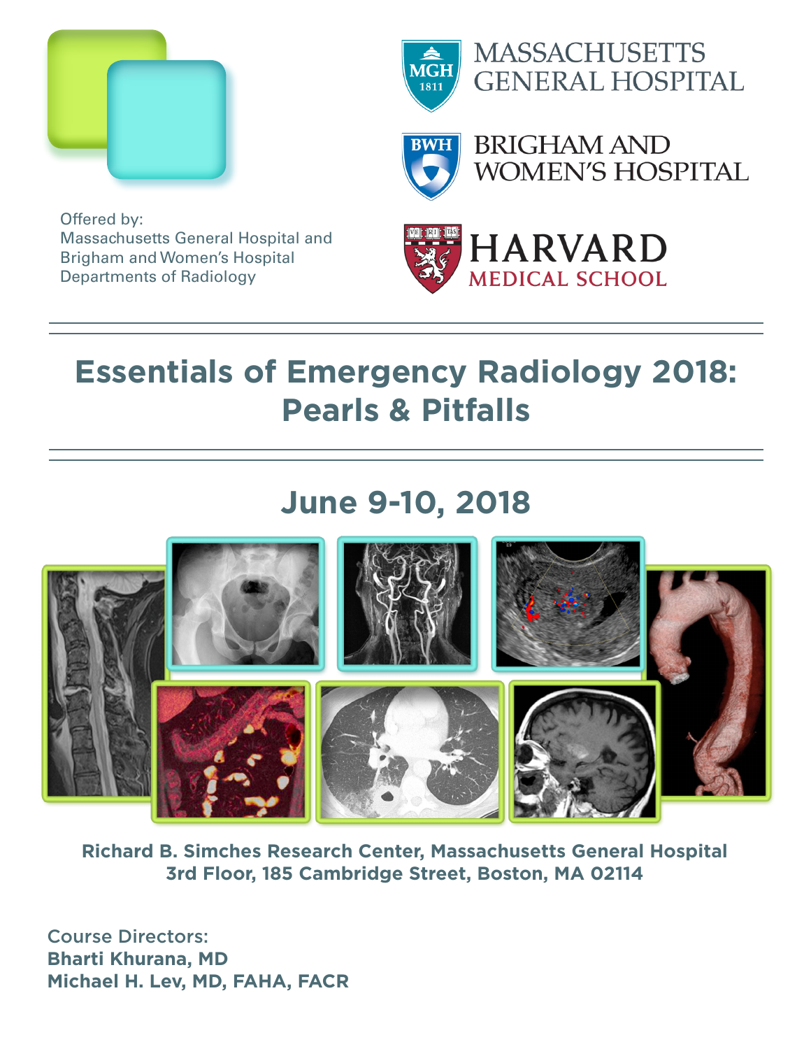Offered by:
Massachusetts General Hospital and
Brigham and Women's Hospital
Departments of Radiology

MASSACHUSETTS GENERAL HOSPITAL

BRIGHAM AND WOMEN'S HOSPITAL

HARVARD MEDICAL SCHOOL

# Essentials of Emergency Radiology 2018: Pearls & Pitfalls

## June 9-10, 2018

**Richard B. Simches Research Center, Massachusetts General Hospital**
**3rd Floor, 185 Cambridge Street, Boston, MA 02114**

Course Directors:
**Bharti Khurana, MD**
**Michael H. Lev, MD, FAHA, FACR**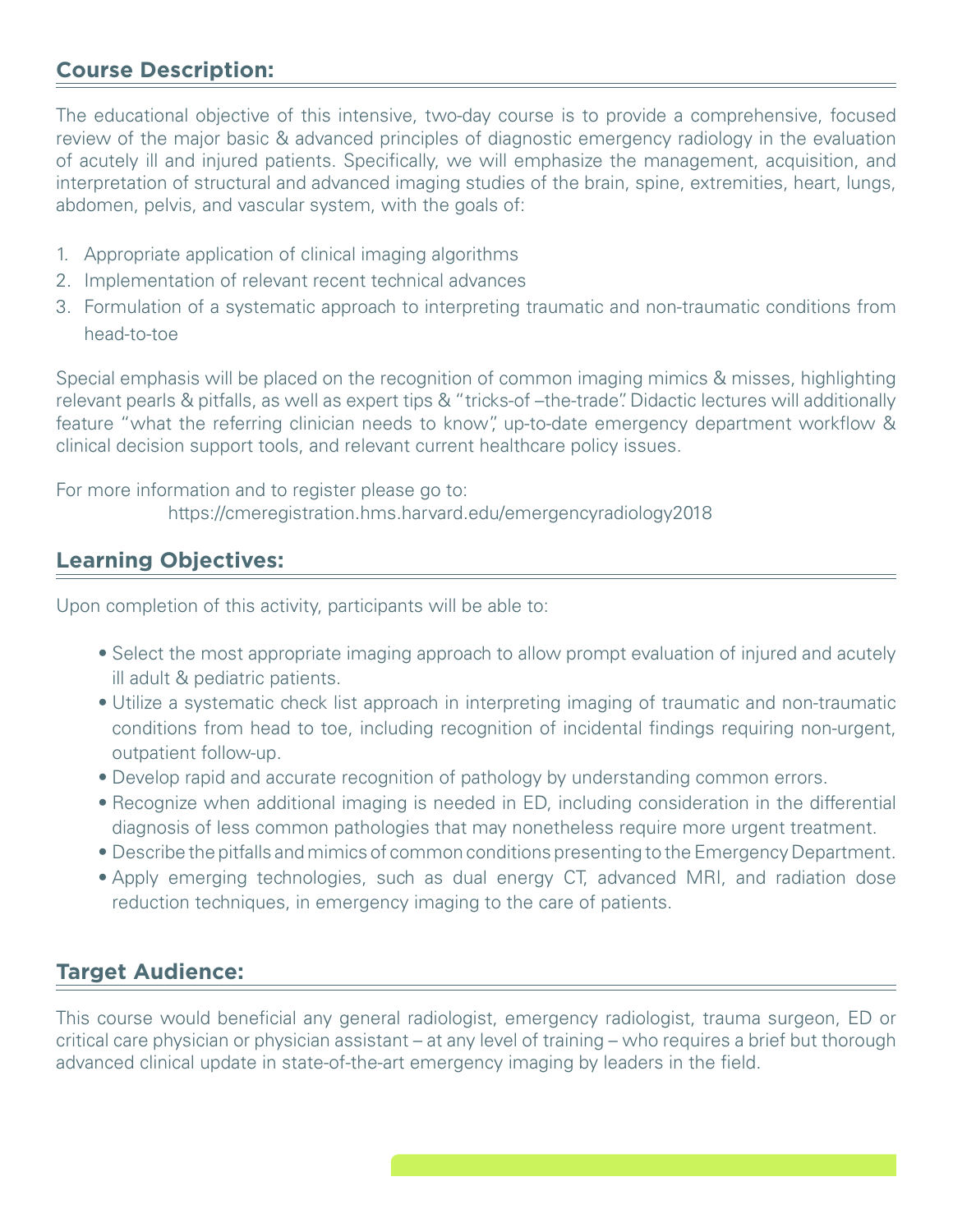## Course Description:

The educational objective of this intensive, two-day course is to provide a comprehensive, focused review of the major basic & advanced principles of diagnostic emergency radiology in the evaluation of acutely ill and injured patients. Specifically, we will emphasize the management, acquisition, and interpretation of structural and advanced imaging studies of the brain, spine, extremities, heart, lungs, abdomen, pelvis, and vascular system, with the goals of:

1. Appropriate application of clinical imaging algorithms
2. Implementation of relevant recent technical advances
3. Formulation of a systematic approach to interpreting traumatic and non-traumatic conditions from head-to-toe

Special emphasis will be placed on the recognition of common imaging mimics & misses, highlighting relevant pearls & pitfalls, as well as expert tips & "tricks-of –the-trade". Didactic lectures will additionally feature "what the referring clinician needs to know", up-to-date emergency department workflow & clinical decision support tools, and relevant current healthcare policy issues.

For more information and to register please go to:
https://cmeregistration.hms.harvard.edu/emergencyradiology2018

## Learning Objectives:

Upon completion of this activity, participants will be able to:

- Select the most appropriate imaging approach to allow prompt evaluation of injured and acutely ill adult & pediatric patients.
- Utilize a systematic check list approach in interpreting imaging of traumatic and non-traumatic conditions from head to toe, including recognition of incidental findings requiring non-urgent, outpatient follow-up.
- Develop rapid and accurate recognition of pathology by understanding common errors.
- Recognize when additional imaging is needed in ED, including consideration in the differential diagnosis of less common pathologies that may nonetheless require more urgent treatment.
- Describe the pitfalls and mimics of common conditions presenting to the Emergency Department.
- Apply emerging technologies, such as dual energy CT, advanced MRI, and radiation dose reduction techniques, in emergency imaging to the care of patients.

## Target Audience:

This course would beneficial any general radiologist, emergency radiologist, trauma surgeon, ED or critical care physician or physician assistant – at any level of training – who requires a brief but thorough advanced clinical update in state-of-the-art emergency imaging by leaders in the field.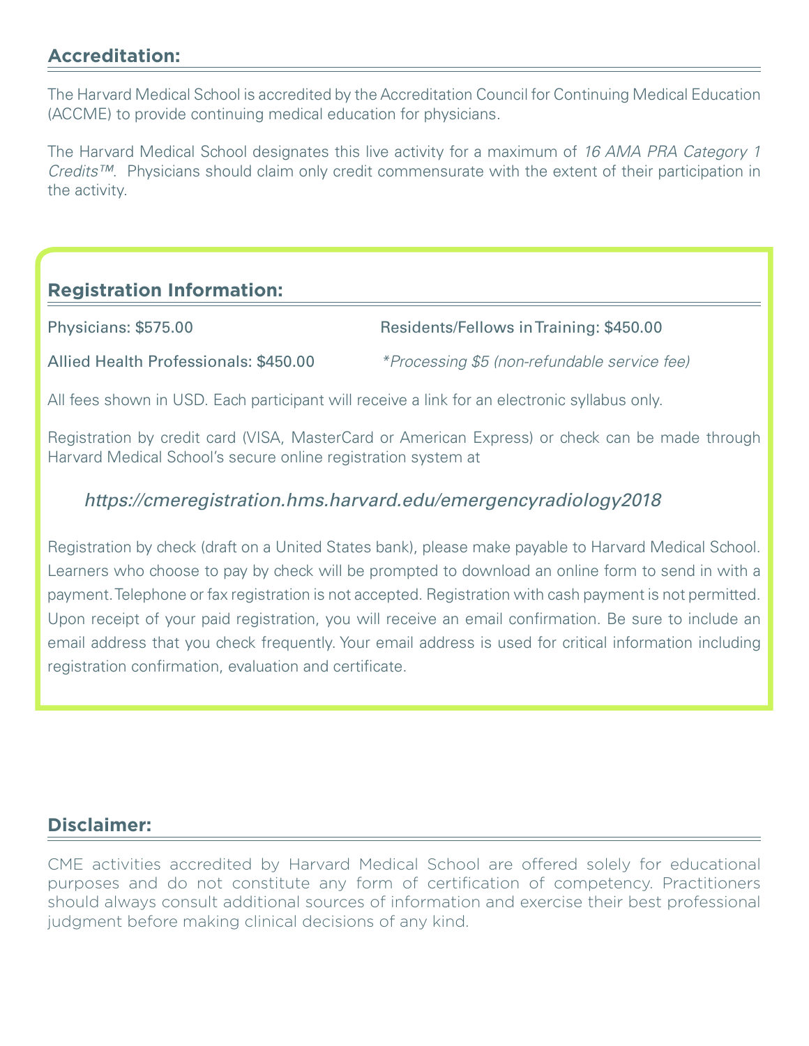## Accreditation:

The Harvard Medical School is accredited by the Accreditation Council for Continuing Medical Education (ACCME) to provide continuing medical education for physicians.

The Harvard Medical School designates this live activity for a maximum of *16 AMA PRA Category 1 Credits™*. Physicians should claim only credit commensurate with the extent of their participation in the activity.

## Registration Information:

Physicians: $575.00

Residents/Fellows in Training: $450.00

Allied Health Professionals: $450.00

*\*Processing $5 (non-refundable service fee)*

All fees shown in USD. Each participant will receive a link for an electronic syllabus only.

Registration by credit card (VISA, MasterCard or American Express) or check can be made through Harvard Medical School's secure online registration system at

*https://cmeregistration.hms.harvard.edu/emergencyradiology2018*

Registration by check (draft on a United States bank), please make payable to Harvard Medical School. Learners who choose to pay by check will be prompted to download an online form to send in with a payment. Telephone or fax registration is not accepted. Registration with cash payment is not permitted. Upon receipt of your paid registration, you will receive an email confirmation. Be sure to include an email address that you check frequently. Your email address is used for critical information including registration confirmation, evaluation and certificate.

## Disclaimer:

CME activities accredited by Harvard Medical School are offered solely for educational purposes and do not constitute any form of certification of competency. Practitioners should always consult additional sources of information and exercise their best professional judgment before making clinical decisions of any kind.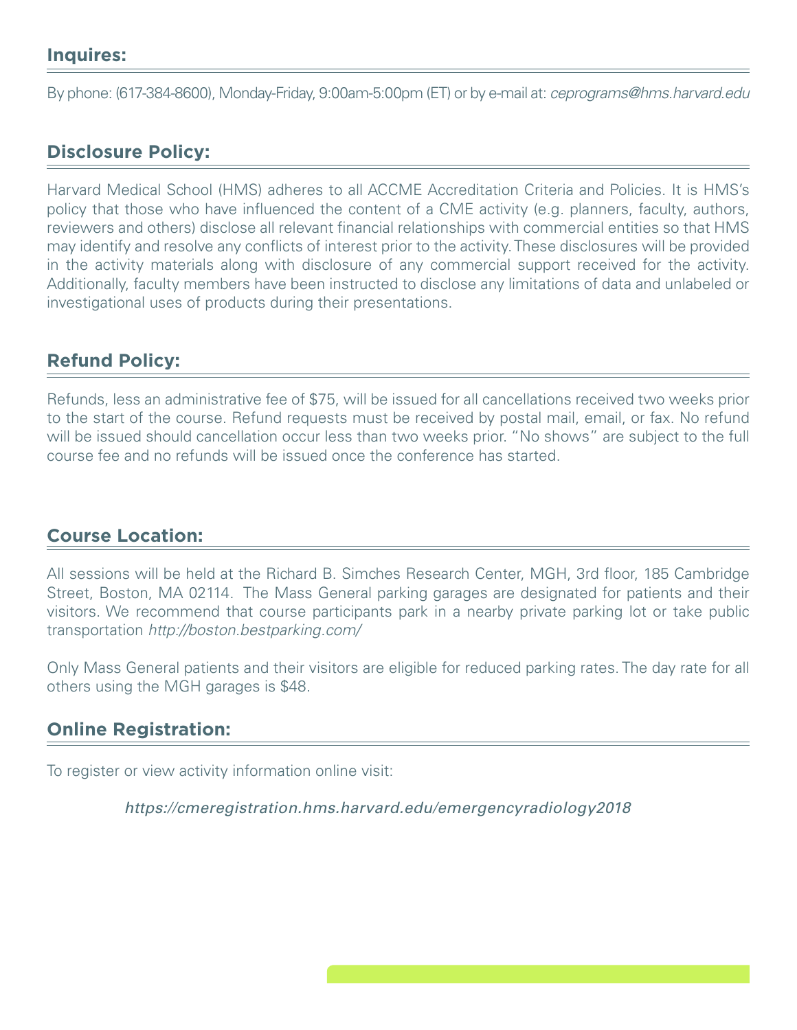## Inquires:

By phone: (617-384-8600), Monday-Friday, 9:00am-5:00pm (ET) or by e-mail at: *ceprograms@hms.harvard.edu*

## Disclosure Policy:

Harvard Medical School (HMS) adheres to all ACCME Accreditation Criteria and Policies. It is HMS's policy that those who have influenced the content of a CME activity (e.g. planners, faculty, authors, reviewers and others) disclose all relevant financial relationships with commercial entities so that HMS may identify and resolve any conflicts of interest prior to the activity. These disclosures will be provided in the activity materials along with disclosure of any commercial support received for the activity. Additionally, faculty members have been instructed to disclose any limitations of data and unlabeled or investigational uses of products during their presentations.

## Refund Policy:

Refunds, less an administrative fee of $75, will be issued for all cancellations received two weeks prior to the start of the course. Refund requests must be received by postal mail, email, or fax. No refund will be issued should cancellation occur less than two weeks prior. "No shows" are subject to the full course fee and no refunds will be issued once the conference has started.

## Course Location:

All sessions will be held at the Richard B. Simches Research Center, MGH, 3rd floor, 185 Cambridge Street, Boston, MA 02114. The Mass General parking garages are designated for patients and their visitors. We recommend that course participants park in a nearby private parking lot or take public transportation *http://boston.bestparking.com/*

Only Mass General patients and their visitors are eligible for reduced parking rates. The day rate for all others using the MGH garages is $48.

## Online Registration:

To register or view activity information online visit:

*https://cmeregistration.hms.harvard.edu/emergencyradiology2018*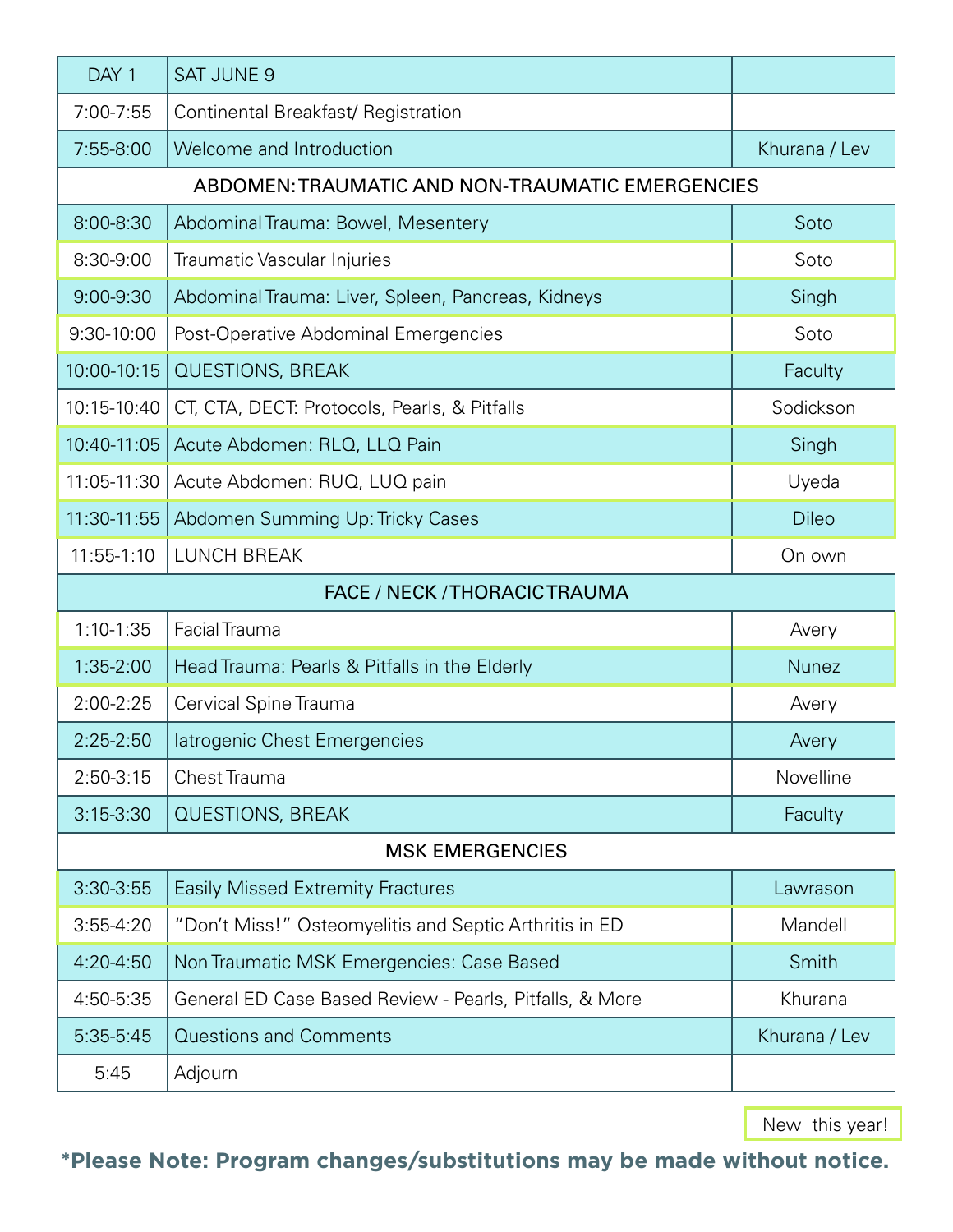| DAY 1 | SAT JUNE 9 | |
|---|---|---|
| 7:00-7:55 | Continental Breakfast/ Registration | |
| 7:55-8:00 | Welcome and Introduction | Khurana / Lev |
| **ABDOMEN: TRAUMATIC AND NON-TRAUMATIC EMERGENCIES** | | |
| 8:00-8:30 | Abdominal Trauma: Bowel, Mesentery | Soto |
| 8:30-9:00 | Traumatic Vascular Injuries | Soto |
| 9:00-9:30 | Abdominal Trauma: Liver, Spleen, Pancreas, Kidneys | Singh |
| 9:30-10:00 | Post-Operative Abdominal Emergencies | Soto |
| 10:00-10:15 | QUESTIONS, BREAK | Faculty |
| 10:15-10:40 | CT, CTA, DECT: Protocols, Pearls, & Pitfalls | Sodickson |
| 10:40-11:05 | Acute Abdomen: RLQ, LLQ Pain | Singh |
| 11:05-11:30 | Acute Abdomen: RUQ, LUQ pain | Uyeda |
| 11:30-11:55 | Abdomen Summing Up: Tricky Cases | Dileo |
| 11:55-1:10 | LUNCH BREAK | On own |
| **FACE / NECK / THORACIC TRAUMA** | | |
| 1:10-1:35 | Facial Trauma | Avery |
| 1:35-2:00 | Head Trauma: Pearls & Pitfalls in the Elderly | Nunez |
| 2:00-2:25 | Cervical Spine Trauma | Avery |
| 2:25-2:50 | Iatrogenic Chest Emergencies | Avery |
| 2:50-3:15 | Chest Trauma | Novelline |
| 3:15-3:30 | QUESTIONS, BREAK | Faculty |
| **MSK EMERGENCIES** | | |
| 3:30-3:55 | Easily Missed Extremity Fractures | Lawrason |
| 3:55-4:20 | "Don't Miss!" Osteomyelitis and Septic Arthritis in ED | Mandell |
| 4:20-4:50 | Non Traumatic MSK Emergencies: Case Based | Smith |
| 4:50-5:35 | General ED Case Based Review - Pearls, Pitfalls, & More | Khurana |
| 5:35-5:45 | Questions and Comments | Khurana / Lev |
| 5:45 | Adjourn | |

New this year!

**\*Please Note: Program changes/substitutions may be made without notice.**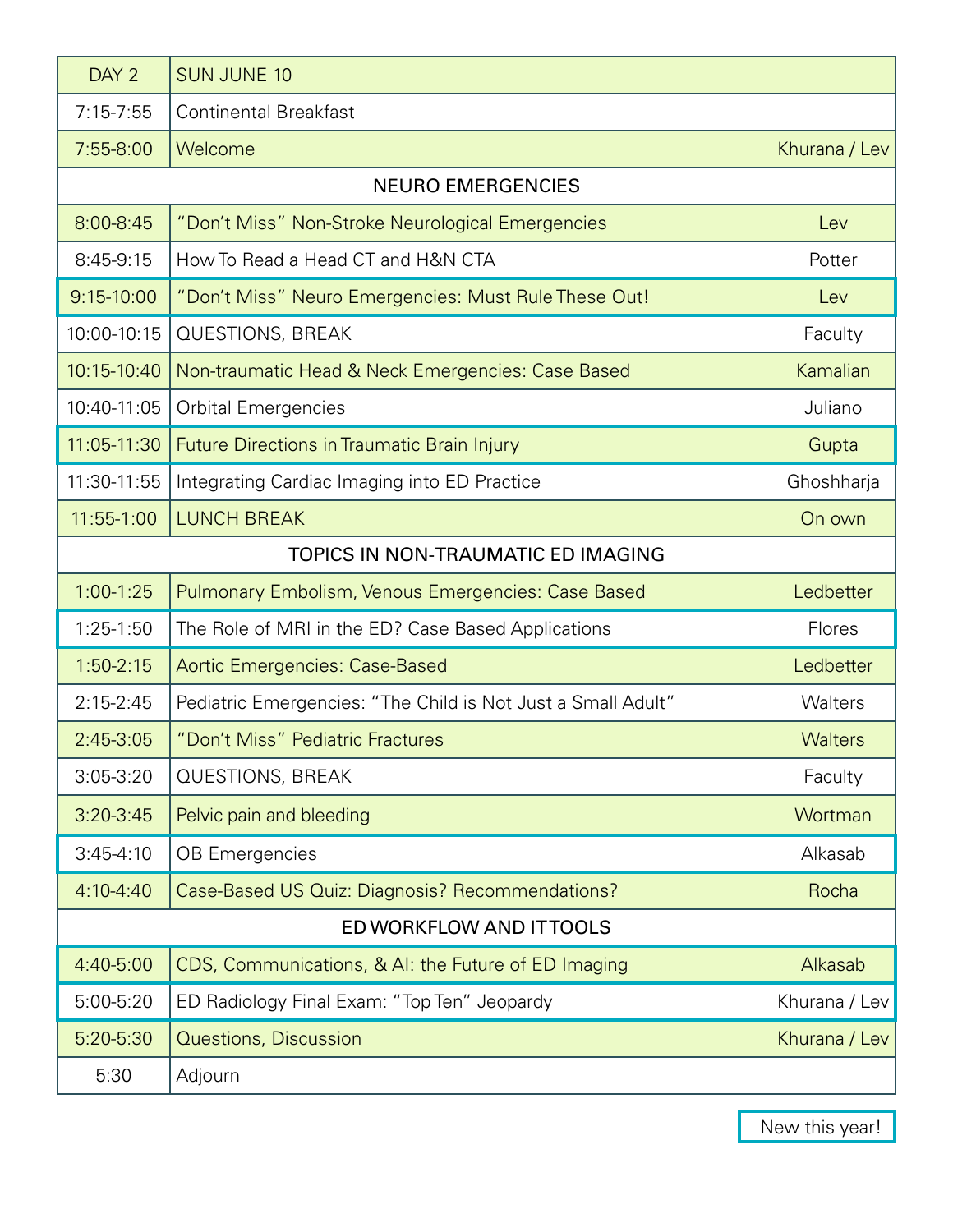| DAY 2 | SUN JUNE 10 | |
|---|---|---|
| 7:15-7:55 | Continental Breakfast | |
| 7:55-8:00 | Welcome | Khurana / Lev |
| | **NEURO EMERGENCIES** | |
| 8:00-8:45 | "Don't Miss" Non-Stroke Neurological Emergencies | Lev |
| 8:45-9:15 | How To Read a Head CT and H&N CTA | Potter |
| 9:15-10:00 | "Don't Miss" Neuro Emergencies: Must Rule These Out! | Lev |
| 10:00-10:15 | QUESTIONS, BREAK | Faculty |
| 10:15-10:40 | Non-traumatic Head & Neck Emergencies: Case Based | Kamalian |
| 10:40-11:05 | Orbital Emergencies | Juliano |
| 11:05-11:30 | Future Directions in Traumatic Brain Injury | Gupta |
| 11:30-11:55 | Integrating Cardiac Imaging into ED Practice | Ghoshharja |
| 11:55-1:00 | LUNCH BREAK | On own |
| | **TOPICS IN NON-TRAUMATIC ED IMAGING** | |
| 1:00-1:25 | Pulmonary Embolism, Venous Emergencies: Case Based | Ledbetter |
| 1:25-1:50 | The Role of MRI in the ED? Case Based Applications | Flores |
| 1:50-2:15 | Aortic Emergencies: Case-Based | Ledbetter |
| 2:15-2:45 | Pediatric Emergencies: "The Child is Not Just a Small Adult" | Walters |
| 2:45-3:05 | "Don't Miss" Pediatric Fractures | Walters |
| 3:05-3:20 | QUESTIONS, BREAK | Faculty |
| 3:20-3:45 | Pelvic pain and bleeding | Wortman |
| 3:45-4:10 | OB Emergencies | Alkasab |
| 4:10-4:40 | Case-Based US Quiz: Diagnosis? Recommendations? | Rocha |
| | **ED WORKFLOW AND IT TOOLS** | |
| 4:40-5:00 | CDS, Communications, & AI: the Future of ED Imaging | Alkasab |
| 5:00-5:20 | ED Radiology Final Exam: "Top Ten" Jeopardy | Khurana / Lev |
| 5:20-5:30 | Questions, Discussion | Khurana / Lev |
| 5:30 | Adjourn | |

New this year!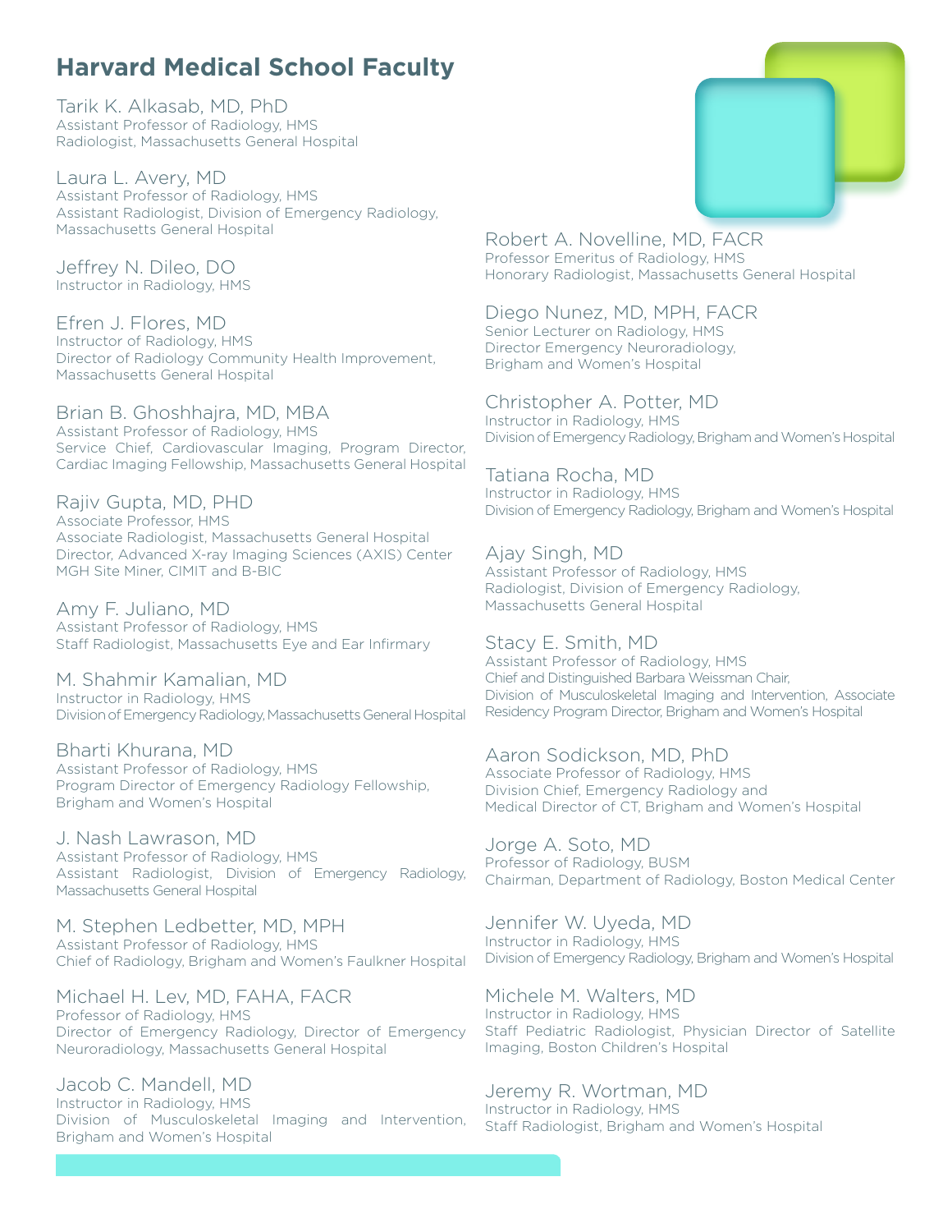# Harvard Medical School Faculty

Tarik K. Alkasab, MD, PhD
Assistant Professor of Radiology, HMS
Radiologist, Massachusetts General Hospital

Laura L. Avery, MD
Assistant Professor of Radiology, HMS
Assistant Radiologist, Division of Emergency Radiology, Massachusetts General Hospital

Jeffrey N. Dileo, DO
Instructor in Radiology, HMS

Efren J. Flores, MD
Instructor of Radiology, HMS
Director of Radiology Community Health Improvement, Massachusetts General Hospital

Brian B. Ghoshhajra, MD, MBA
Assistant Professor of Radiology, HMS
Service Chief, Cardiovascular Imaging, Program Director, Cardiac Imaging Fellowship, Massachusetts General Hospital

Rajiv Gupta, MD, PHD
Associate Professor, HMS
Associate Radiologist, Massachusetts General Hospital
Director, Advanced X-ray Imaging Sciences (AXIS) Center
MGH Site Miner, CIMIT and B-BIC

Amy F. Juliano, MD
Assistant Professor of Radiology, HMS
Staff Radiologist, Massachusetts Eye and Ear Infirmary

M. Shahmir Kamalian, MD
Instructor in Radiology, HMS
Division of Emergency Radiology, Massachusetts General Hospital

Bharti Khurana, MD
Assistant Professor of Radiology, HMS
Program Director of Emergency Radiology Fellowship, Brigham and Women's Hospital

J. Nash Lawrason, MD
Assistant Professor of Radiology, HMS
Assistant Radiologist, Division of Emergency Radiology, Massachusetts General Hospital

M. Stephen Ledbetter, MD, MPH
Assistant Professor of Radiology, HMS
Chief of Radiology, Brigham and Women's Faulkner Hospital

Michael H. Lev, MD, FAHA, FACR
Professor of Radiology, HMS
Director of Emergency Radiology, Director of Emergency Neuroradiology, Massachusetts General Hospital

Jacob C. Mandell, MD
Instructor in Radiology, HMS
Division of Musculoskeletal Imaging and Intervention, Brigham and Women's Hospital

Robert A. Novelline, MD, FACR
Professor Emeritus of Radiology, HMS
Honorary Radiologist, Massachusetts General Hospital

Diego Nunez, MD, MPH, FACR
Senior Lecturer on Radiology, HMS
Director Emergency Neuroradiology, Brigham and Women's Hospital

Christopher A. Potter, MD
Instructor in Radiology, HMS
Division of Emergency Radiology, Brigham and Women's Hospital

Tatiana Rocha, MD
Instructor in Radiology, HMS
Division of Emergency Radiology, Brigham and Women's Hospital

Ajay Singh, MD
Assistant Professor of Radiology, HMS
Radiologist, Division of Emergency Radiology, Massachusetts General Hospital

Stacy E. Smith, MD
Assistant Professor of Radiology, HMS
Chief and Distinguished Barbara Weissman Chair, Division of Musculoskeletal Imaging and Intervention, Associate Residency Program Director, Brigham and Women's Hospital

Aaron Sodickson, MD, PhD
Associate Professor of Radiology, HMS
Division Chief, Emergency Radiology and Medical Director of CT, Brigham and Women's Hospital

Jorge A. Soto, MD
Professor of Radiology, BUSM
Chairman, Department of Radiology, Boston Medical Center

Jennifer W. Uyeda, MD
Instructor in Radiology, HMS
Division of Emergency Radiology, Brigham and Women's Hospital

Michele M. Walters, MD
Instructor in Radiology, HMS
Staff Pediatric Radiologist, Physician Director of Satellite Imaging, Boston Children's Hospital

Jeremy R. Wortman, MD
Instructor in Radiology, HMS
Staff Radiologist, Brigham and Women's Hospital